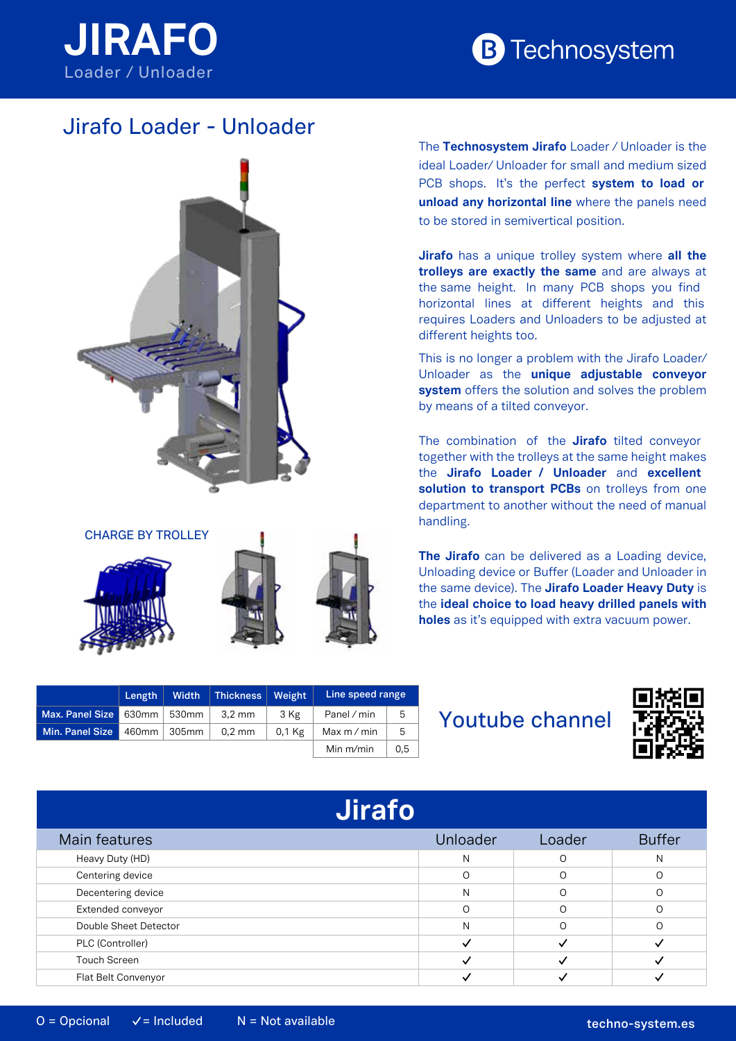# JIRAFO
Loader / Unloader

Technosystem

## Jirafo Loader - Unloader

The **Technosystem Jirafo** Loader / Unloader is the ideal Loader/ Unloader for small and medium sized PCB shops. It's the perfect **system to load or unload any horizontal line** where the panels need to be stored in semivertical position.

**Jirafo** has a unique trolley system where **all the trolleys are exactly the same** and are always at the same height. In many PCB shops you find horizontal lines at different heights and this requires Loaders and Unloaders to be adjusted at different heights too.

This is no longer a problem with the Jirafo Loader/ Unloader as the **unique adjustable conveyor system** offers the solution and solves the problem by means of a tilted conveyor.

The combination of the **Jirafo** tilted conveyor together with the trolleys at the same height makes the **Jirafo Loader / Unloader** and **excellent solution to transport PCBs** on trolleys from one department to another without the need of manual handling.

**The Jirafo** can be delivered as a Loading device, Unloading device or Buffer (Loader and Unloader in the same device). The **Jirafo Loader Heavy Duty** is the **ideal choice to load heavy drilled panels with holes** as it's equipped with extra vacuum power.

CHARGE BY TROLLEY

| | Length | Width | Thickness | Weight | Line speed range | |
|---|---|---|---|---|---|---|
| **Max. Panel Size** | 630mm | 530mm | 3,2 mm | 3 Kg | Panel / min | 5 |
| **Min. Panel Size** | 460mm | 305mm | 0,2 mm | 0,1 Kg | Max m / min | 5 |
| | | | | | Min m/min | 0,5 |

Youtube channel

## Jirafo

| Main features | Unloader | Loader | Buffer |
|---|---|---|---|
| Heavy Duty (HD) | N | O | N |
| Centering device | O | O | O |
| Decentering device | N | O | O |
| Extended conveyor | O | O | O |
| Double Sheet Detector | N | O | O |
| PLC (Controller) | ✓ | ✓ | ✓ |
| Touch Screen | ✓ | ✓ | ✓ |
| Flat Belt Convenyor | ✓ | ✓ | ✓ |

O = Opcional ✓= Included N = Not available

techno-system.es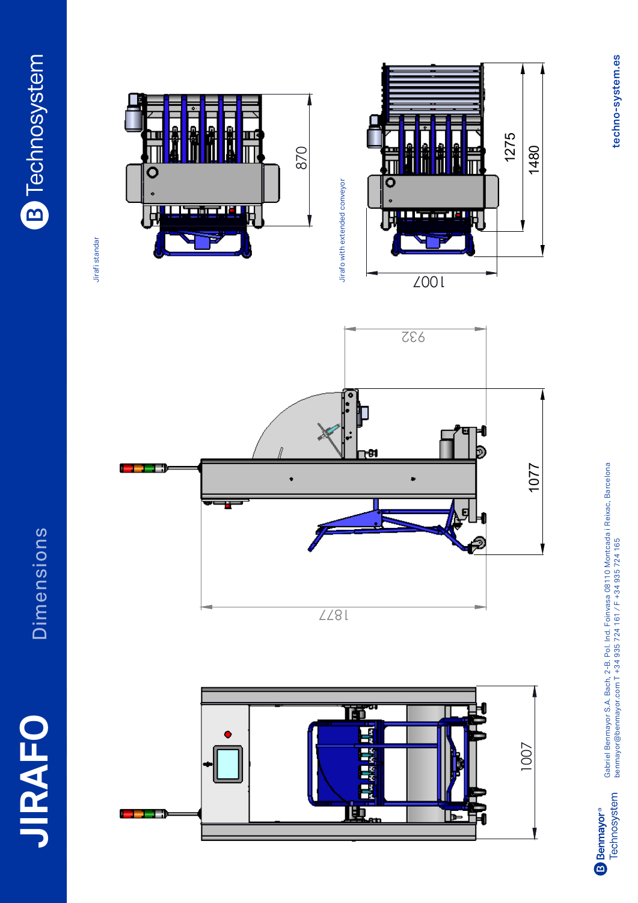# JIRAFO

## Dimensions

Jirafi standar

870

Jirafo with extended conveyor

1275

1480

1007

932

1077

1877

1007

Gabriel Benmayor S.A. Bach, 2-B. Pol. Ind. Foinvasa 08110 Montcada i Reixac, Barcelona
benmayor@benmayor.com T +34 935 724 161 / F +34 935 724 165

techno-system.es